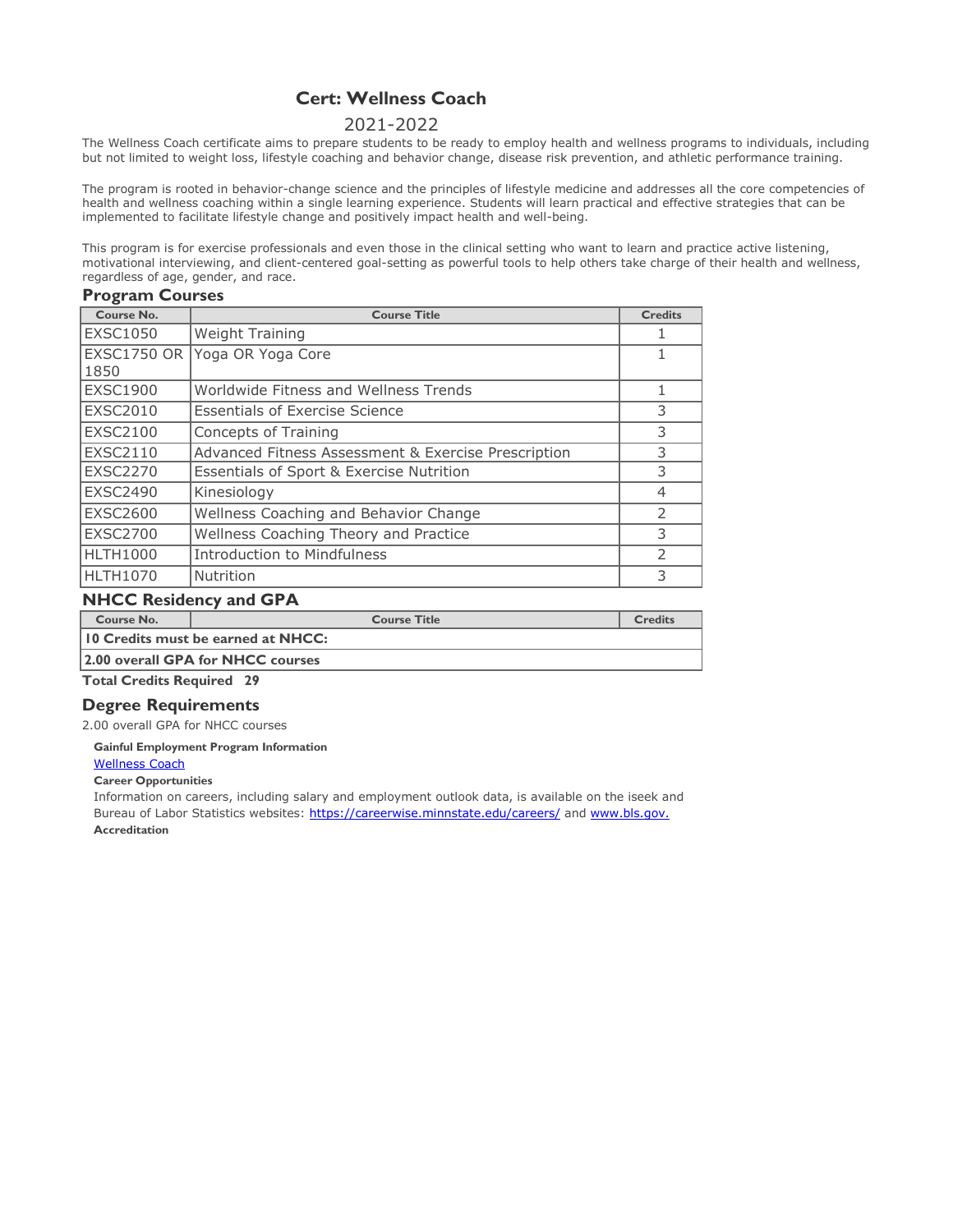# Cert: Wellness Coach

2021-2022

The Wellness Coach certificate aims to prepare students to be ready to employ health and wellness programs to individuals, including but not limited to weight loss, lifestyle coaching and behavior change, disease risk prevention, and athletic performance training.

The program is rooted in behavior-change science and the principles of lifestyle medicine and addresses all the core competencies of health and wellness coaching within a single learning experience. Students will learn practical and effective strategies that can be implemented to facilitate lifestyle change and positively impact health and well-being.

This program is for exercise professionals and even those in the clinical setting who want to learn and practice active listening, motivational interviewing, and client-centered goal-setting as powerful tools to help others take charge of their health and wellness, regardless of age, gender, and race.

## Program Courses

| Course No. | Course Title | Credits |
|---|---|---|
| EXSC1050 | Weight Training | 1 |
| EXSC1750 OR 1850 | Yoga OR Yoga Core | 1 |
| EXSC1900 | Worldwide Fitness and Wellness Trends | 1 |
| EXSC2010 | Essentials of Exercise Science | 3 |
| EXSC2100 | Concepts of Training | 3 |
| EXSC2110 | Advanced Fitness Assessment & Exercise Prescription | 3 |
| EXSC2270 | Essentials of Sport & Exercise Nutrition | 3 |
| EXSC2490 | Kinesiology | 4 |
| EXSC2600 | Wellness Coaching and Behavior Change | 2 |
| EXSC2700 | Wellness Coaching Theory and Practice | 3 |
| HLTH1000 | Introduction to Mindfulness | 2 |
| HLTH1070 | Nutrition | 3 |

## NHCC Residency and GPA

| Course No. | Course Title | Credits |
|---|---|---|
| **10 Credits must be earned at NHCC:** | | |
| **2.00 overall GPA for NHCC courses** | | |

**Total Credits Required 29**

## Degree Requirements

2.00 overall GPA for NHCC courses

**Gainful Employment Program Information**

Wellness Coach

**Career Opportunities**

Information on careers, including salary and employment outlook data, is available on the iseek and Bureau of Labor Statistics websites: https://careerwise.minnstate.edu/careers/ and www.bls.gov.

**Accreditation**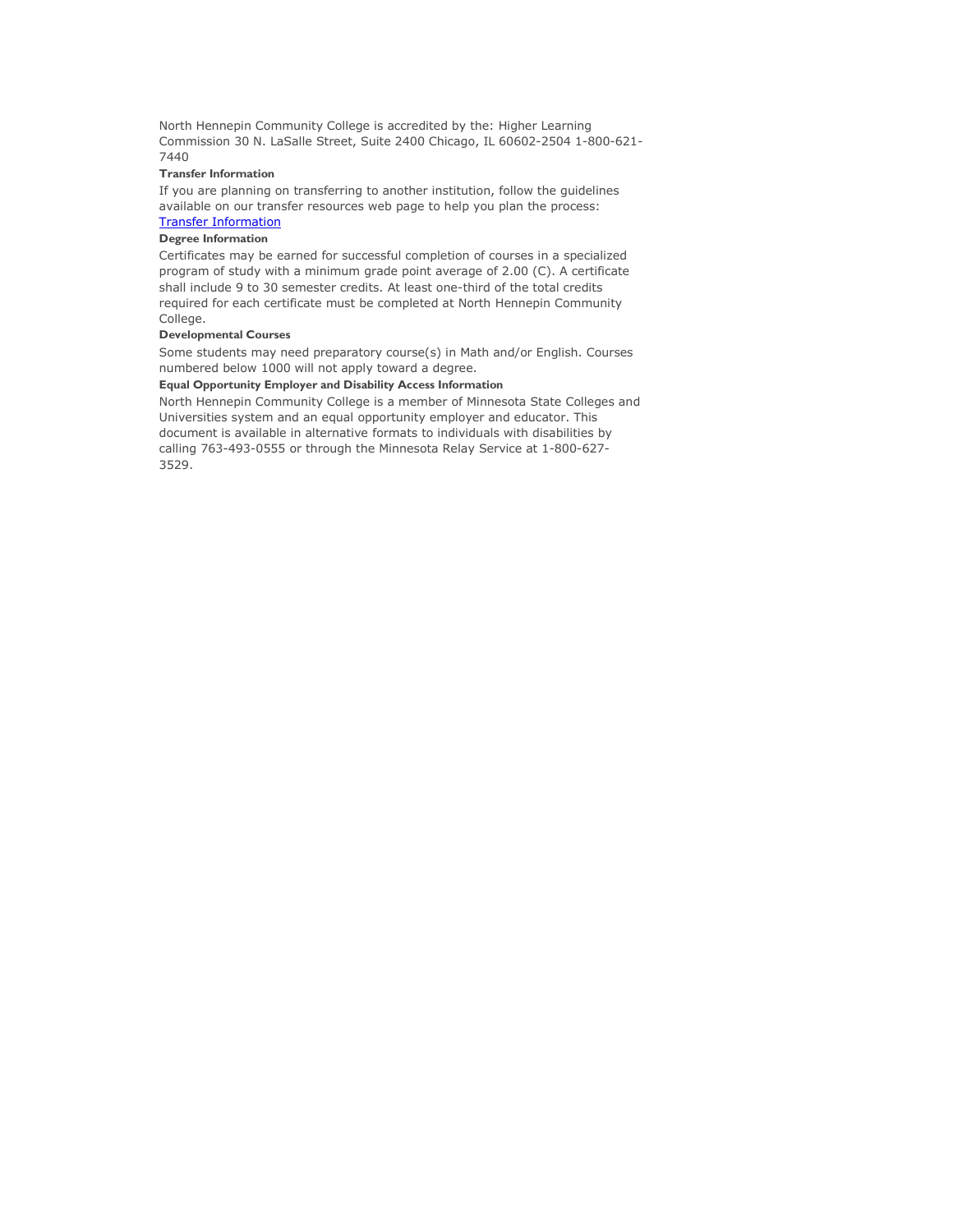North Hennepin Community College is accredited by the: Higher Learning Commission 30 N. LaSalle Street, Suite 2400 Chicago, IL 60602-2504 1-800-621-7440

**Transfer Information**

If you are planning on transferring to another institution, follow the guidelines available on our transfer resources web page to help you plan the process: [Transfer Information]

**Degree Information**

Certificates may be earned for successful completion of courses in a specialized program of study with a minimum grade point average of 2.00 (C). A certificate shall include 9 to 30 semester credits. At least one-third of the total credits required for each certificate must be completed at North Hennepin Community College.

**Developmental Courses**

Some students may need preparatory course(s) in Math and/or English. Courses numbered below 1000 will not apply toward a degree.

**Equal Opportunity Employer and Disability Access Information**

North Hennepin Community College is a member of Minnesota State Colleges and Universities system and an equal opportunity employer and educator. This document is available in alternative formats to individuals with disabilities by calling 763-493-0555 or through the Minnesota Relay Service at 1-800-627-3529.